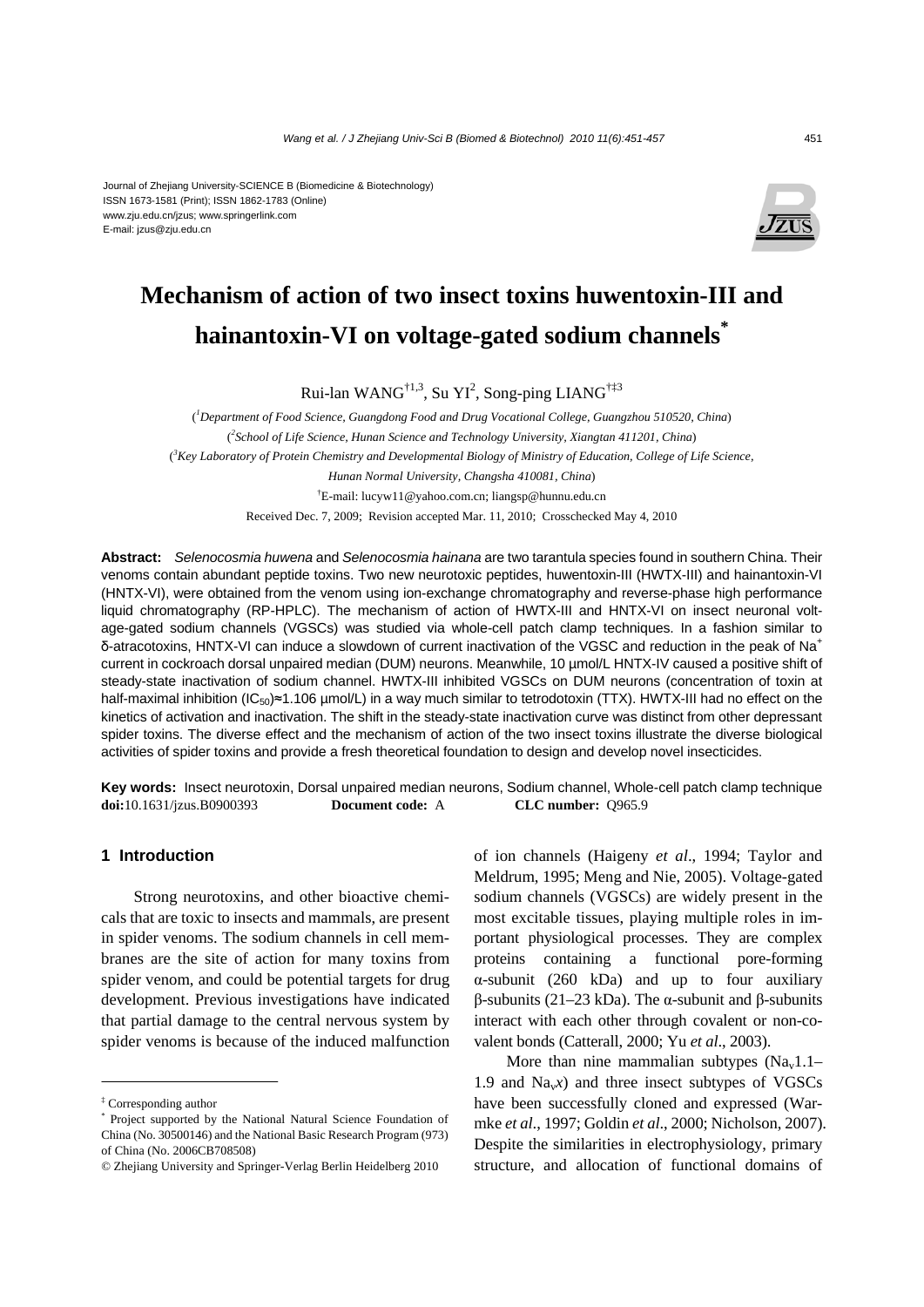Journal of Zhejiang University-SCIENCE B (Biomedicine & Biotechnology)
ISSN 1673-1581 (Print); ISSN 1862-1783 (Online)
www.zju.edu.cn/jzus; www.springerlink.com
E-mail: jzus@zju.edu.cn

# Mechanism of action of two insect toxins huwentoxin-III and hainantoxin-VI on voltage-gated sodium channels*

Rui-lan WANG[†1,3], Su YI[2], Song-ping LIANG[†‡3]

([1]*Department of Food Science, Guangdong Food and Drug Vocational College, Guangzhou 510520, China*)

([2]*School of Life Science, Hunan Science and Technology University, Xiangtan 411201, China*)

([3]*Key Laboratory of Protein Chemistry and Developmental Biology of Ministry of Education, College of Life Science, Hunan Normal University, Changsha 410081, China*)

[†]E-mail: lucyw11@yahoo.com.cn; liangsp@hunnu.edu.cn

Received Dec. 7, 2009; Revision accepted Mar. 11, 2010; Crosschecked May 4, 2010

**Abstract:** *Selenocosmia huwena* and *Selenocosmia hainana* are two tarantula species found in southern China. Their venoms contain abundant peptide toxins. Two new neurotoxic peptides, huwentoxin-III (HWTX-III) and hainantoxin-VI (HNTX-VI), were obtained from the venom using ion-exchange chromatography and reverse-phase high performance liquid chromatography (RP-HPLC). The mechanism of action of HWTX-III and HNTX-VI on insect neuronal voltage-gated sodium channels (VGSCs) was studied via whole-cell patch clamp techniques. In a fashion similar to δ-atracotoxins, HNTX-VI can induce a slowdown of current inactivation of the VGSC and reduction in the peak of $Na^+$ current in cockroach dorsal unpaired median (DUM) neurons. Meanwhile, 10 μmol/L HNTX-IV caused a positive shift of steady-state inactivation of sodium channel. HWTX-III inhibited VGSCs on DUM neurons (concentration of toxin at half-maximal inhibition ($IC_{50}$)≈1.106 μmol/L) in a way much similar to tetrodotoxin (TTX). HWTX-III had no effect on the kinetics of activation and inactivation. The shift in the steady-state inactivation curve was distinct from other depressant spider toxins. The diverse effect and the mechanism of action of the two insect toxins illustrate the diverse biological activities of spider toxins and provide a fresh theoretical foundation to design and develop novel insecticides.

**Key words:** Insect neurotoxin, Dorsal unpaired median neurons, Sodium channel, Whole-cell patch clamp technique
**doi:**10.1631/jzus.B0900393 **Document code:** A **CLC number:** Q965.9

## 1 Introduction

Strong neurotoxins, and other bioactive chemicals that are toxic to insects and mammals, are present in spider venoms. The sodium channels in cell membranes are the site of action for many toxins from spider venom, and could be potential targets for drug development. Previous investigations have indicated that partial damage to the central nervous system by spider venoms is because of the induced malfunction of ion channels (Haigeny *et al*., 1994; Taylor and Meldrum, 1995; Meng and Nie, 2005). Voltage-gated sodium channels (VGSCs) are widely present in the most excitable tissues, playing multiple roles in important physiological processes. They are complex proteins containing a functional pore-forming α-subunit (260 kDa) and up to four auxiliary β-subunits (21–23 kDa). The α-subunit and β-subunits interact with each other through covalent or non-covalent bonds (Catterall, 2000; Yu *et al*., 2003).

More than nine mammalian subtypes ($Na_v1.1$–1.9 and $Na_vx$) and three insect subtypes of VGSCs have been successfully cloned and expressed (Warmke *et al*., 1997; Goldin *et al*., 2000; Nicholson, 2007). Despite the similarities in electrophysiology, primary structure, and allocation of functional domains of

---

‡ Corresponding author

\* Project supported by the National Natural Science Foundation of China (No. 30500146) and the National Basic Research Program (973) of China (No. 2006CB708508)

© Zhejiang University and Springer-Verlag Berlin Heidelberg 2010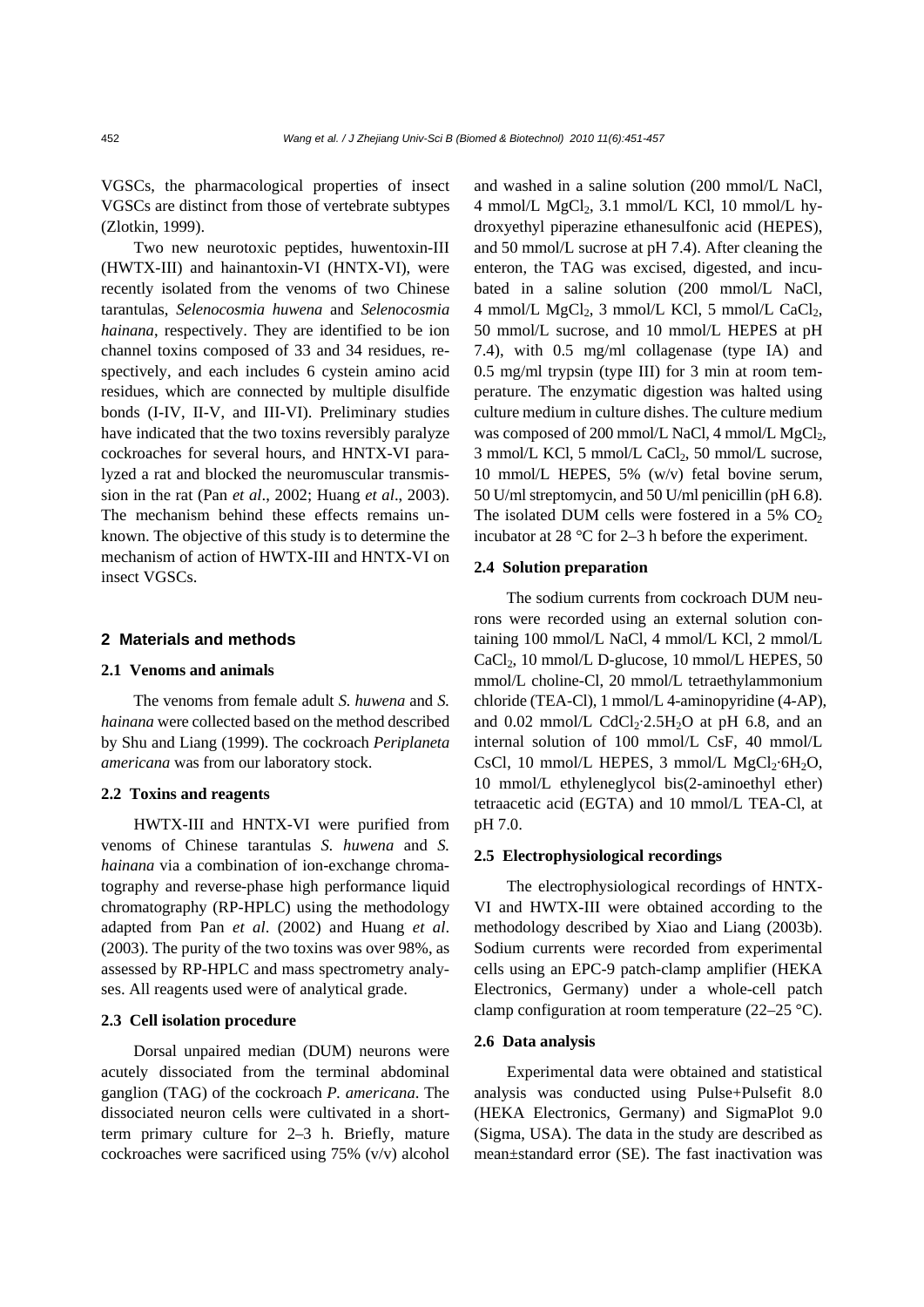VGSCs, the pharmacological properties of insect VGSCs are distinct from those of vertebrate subtypes (Zlotkin, 1999).

Two new neurotoxic peptides, huwentoxin-III (HWTX-III) and hainantoxin-VI (HNTX-VI), were recently isolated from the venoms of two Chinese tarantulas, *Selenocosmia huwena* and *Selenocosmia hainana*, respectively. They are identified to be ion channel toxins composed of 33 and 34 residues, respectively, and each includes 6 cystein amino acid residues, which are connected by multiple disulfide bonds (I-IV, II-V, and III-VI). Preliminary studies have indicated that the two toxins reversibly paralyze cockroaches for several hours, and HNTX-VI paralyzed a rat and blocked the neuromuscular transmission in the rat (Pan *et al*., 2002; Huang *et al*., 2003). The mechanism behind these effects remains unknown. The objective of this study is to determine the mechanism of action of HWTX-III and HNTX-VI on insect VGSCs.

## 2 Materials and methods

### 2.1 Venoms and animals

The venoms from female adult *S. huwena* and *S. hainana* were collected based on the method described by Shu and Liang (1999). The cockroach *Periplaneta americana* was from our laboratory stock.

### 2.2 Toxins and reagents

HWTX-III and HNTX-VI were purified from venoms of Chinese tarantulas *S. huwena* and *S. hainana* via a combination of ion-exchange chromatography and reverse-phase high performance liquid chromatography (RP-HPLC) using the methodology adapted from Pan *et al*. (2002) and Huang *et al*. (2003). The purity of the two toxins was over 98%, as assessed by RP-HPLC and mass spectrometry analyses. All reagents used were of analytical grade.

### 2.3 Cell isolation procedure

Dorsal unpaired median (DUM) neurons were acutely dissociated from the terminal abdominal ganglion (TAG) of the cockroach *P. americana*. The dissociated neuron cells were cultivated in a short-term primary culture for 2–3 h. Briefly, mature cockroaches were sacrificed using 75% (v/v) alcohol and washed in a saline solution (200 mmol/L NaCl, 4 mmol/L $MgCl_2$, 3.1 mmol/L KCl, 10 mmol/L hydroxyethyl piperazine ethanesulfonic acid (HEPES), and 50 mmol/L sucrose at pH 7.4). After cleaning the enteron, the TAG was excised, digested, and incubated in a saline solution (200 mmol/L NaCl, 4 mmol/L $MgCl_2$, 3 mmol/L KCl, 5 mmol/L $CaCl_2$, 50 mmol/L sucrose, and 10 mmol/L HEPES at pH 7.4), with 0.5 mg/ml collagenase (type IA) and 0.5 mg/ml trypsin (type III) for 3 min at room temperature. The enzymatic digestion was halted using culture medium in culture dishes. The culture medium was composed of 200 mmol/L NaCl, 4 mmol/L $MgCl_2$, 3 mmol/L KCl, 5 mmol/L $CaCl_2$, 50 mmol/L sucrose, 10 mmol/L HEPES, 5% (w/v) fetal bovine serum, 50 U/ml streptomycin, and 50 U/ml penicillin (pH 6.8). The isolated DUM cells were fostered in a 5% $CO_2$ incubator at 28 °C for 2–3 h before the experiment.

### 2.4 Solution preparation

The sodium currents from cockroach DUM neurons were recorded using an external solution containing 100 mmol/L NaCl, 4 mmol/L KCl, 2 mmol/L $CaCl_2$, 10 mmol/L D-glucose, 10 mmol/L HEPES, 50 mmol/L choline-Cl, 20 mmol/L tetraethylammonium chloride (TEA-Cl), 1 mmol/L 4-aminopyridine (4-AP), and 0.02 mmol/L $CdCl_2 \cdot 2.5H_2O$ at pH 6.8, and an internal solution of 100 mmol/L CsF, 40 mmol/L CsCl, 10 mmol/L HEPES, 3 mmol/L $MgCl_2 \cdot 6H_2O$, 10 mmol/L ethyleneglycol bis(2-aminoethyl ether) tetraacetic acid (EGTA) and 10 mmol/L TEA-Cl, at pH 7.0.

### 2.5 Electrophysiological recordings

The electrophysiological recordings of HNTX-VI and HWTX-III were obtained according to the methodology described by Xiao and Liang (2003b). Sodium currents were recorded from experimental cells using an EPC-9 patch-clamp amplifier (HEKA Electronics, Germany) under a whole-cell patch clamp configuration at room temperature (22–25 °C).

### 2.6 Data analysis

Experimental data were obtained and statistical analysis was conducted using Pulse+Pulsefit 8.0 (HEKA Electronics, Germany) and SigmaPlot 9.0 (Sigma, USA). The data in the study are described as mean±standard error (SE). The fast inactivation was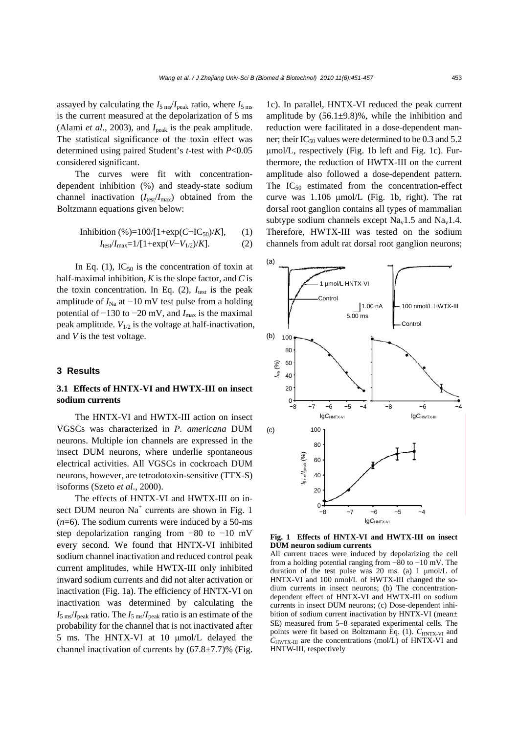assayed by calculating the $I_{5\text{ ms}}/I_{\text{peak}}$ ratio, where $I_{5\text{ ms}}$ is the current measured at the depolarization of 5 ms (Alami *et al*., 2003), and $I_{\text{peak}}$ is the peak amplitude. The statistical significance of the toxin effect was determined using paired Student's *t*-test with $P<0.05$ considered significant.

The curves were fit with concentration-dependent inhibition (%) and steady-state sodium channel inactivation ($I_{\text{test}}/I_{\text{max}}$) obtained from the Boltzmann equations given below:

$$\text{Inhibition (\%)}=100/[1+\exp(C-\text{IC}_{50})/K], \quad (1)$$

$$I_{\text{test}}/I_{\text{max}}=1/[1+\exp(V-V_{1/2})/K]. \quad (2)$$

In Eq. (1), $\text{IC}_{50}$ is the concentration of toxin at half-maximal inhibition, $K$ is the slope factor, and $C$ is the toxin concentration. In Eq. (2), $I_{\text{test}}$ is the peak amplitude of $I_{\text{Na}}$ at −10 mV test pulse from a holding potential of −130 to −20 mV, and $I_{\text{max}}$ is the maximal peak amplitude. $V_{1/2}$ is the voltage at half-inactivation, and $V$ is the test voltage.

## 3 Results

### 3.1 Effects of HNTX-VI and HWTX-III on insect sodium currents

The HNTX-VI and HWTX-III action on insect VGSCs was characterized in *P. americana* DUM neurons. Multiple ion channels are expressed in the insect DUM neurons, where underlie spontaneous electrical activities. All VGSCs in cockroach DUM neurons, however, are tetrodotoxin-sensitive (TTX-S) isoforms (Szeto *et al*., 2000).

The effects of HNTX-VI and HWTX-III on insect DUM neuron $Na^+$ currents are shown in Fig. 1 ($n$=6). The sodium currents were induced by a 50-ms step depolarization ranging from −80 to −10 mV every second. We found that HNTX-VI inhibited sodium channel inactivation and reduced control peak current amplitudes, while HWTX-III only inhibited inward sodium currents and did not alter activation or inactivation (Fig. 1a). The efficiency of HNTX-VI on inactivation was determined by calculating the $I_{5\text{ ms}}/I_{\text{peak}}$ ratio. The $I_{5\text{ ms}}/I_{\text{peak}}$ ratio is an estimate of the probability for the channel that is not inactivated after 5 ms. The HNTX-VI at 10 μmol/L delayed the channel inactivation of currents by (67.8±7.7)% (Fig. 1c). In parallel, HNTX-VI reduced the peak current amplitude by (56.1±9.8)%, while the inhibition and reduction were facilitated in a dose-dependent manner; their $\text{IC}_{50}$ values were determined to be 0.3 and 5.2 μmol/L, respectively (Fig. 1b left and Fig. 1c). Furthermore, the reduction of HWTX-III on the current amplitude also followed a dose-dependent pattern. The $\text{IC}_{50}$ estimated from the concentration-effect curve was 1.106 μmol/L (Fig. 1b, right). The rat dorsal root ganglion contains all types of mammalian subtype sodium channels except $\text{Na}_\text{v}1.5$ and $\text{Na}_\text{v}1.4$. Therefore, HWTX-III was tested on the sodium channels from adult rat dorsal root ganglion neurons;

**Fig. 1 Effects of HNTX-VI and HWTX-III on insect DUM neuron sodium currents**

All current traces were induced by depolarizing the cell from a holding potential ranging from −80 to −10 mV. The duration of the test pulse was 20 ms. (a) 1 μmol/L of HNTX-VI and 100 nmol/L of HWTX-III changed the sodium currents in insect neurons; (b) The concentration-dependent effect of HNTX-VI and HWTX-III on sodium currents in insect DUM neurons; (c) Dose-dependent inhibition of sodium current inactivation by HNTX-VI (mean± SE) measured from 5–8 separated experimental cells. The points were fit based on Boltzmann Eq. (1). $C_{\text{HNTX-VI}}$ and $C_{\text{HWTX-III}}$ are the concentrations (mol/L) of HNTX-VI and HNTW-III, respectively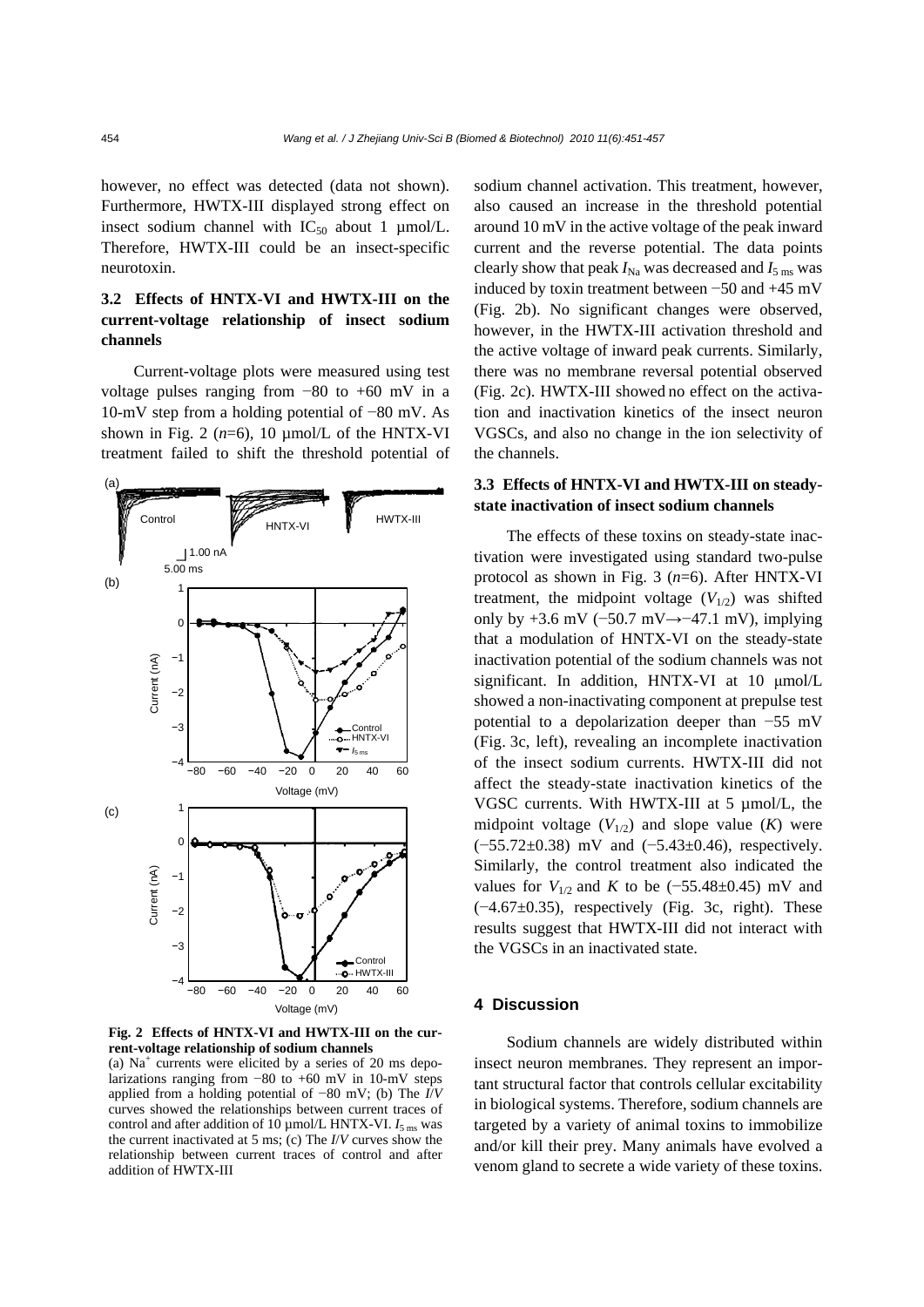however, no effect was detected (data not shown). Furthermore, HWTX-III displayed strong effect on insect sodium channel with $IC_{50}$ about 1 μmol/L. Therefore, HWTX-III could be an insect-specific neurotoxin.

### 3.2 Effects of HNTX-VI and HWTX-III on the current-voltage relationship of insect sodium channels

Current-voltage plots were measured using test voltage pulses ranging from −80 to +60 mV in a 10-mV step from a holding potential of −80 mV. As shown in Fig. 2 ($n$=6), 10 μmol/L of the HNTX-VI treatment failed to shift the threshold potential of sodium channel activation. This treatment, however, also caused an increase in the threshold potential around 10 mV in the active voltage of the peak inward current and the reverse potential. The data points clearly show that peak $I_{Na}$ was decreased and $I_{5\ ms}$ was induced by toxin treatment between −50 and +45 mV (Fig. 2b). No significant changes were observed, however, in the HWTX-III activation threshold and the active voltage of inward peak currents. Similarly, there was no membrane reversal potential observed (Fig. 2c). HWTX-III showed no effect on the activation and inactivation kinetics of the insect neuron VGSCs, and also no change in the ion selectivity of the channels.

**Fig. 2 Effects of HNTX-VI and HWTX-III on the current-voltage relationship of sodium channels**

(a) $Na^+$ currents were elicited by a series of 20 ms depolarizations ranging from −80 to +60 mV in 10-mV steps applied from a holding potential of −80 mV; (b) The $I/V$ curves showed the relationships between current traces of control and after addition of 10 μmol/L HNTX-VI. $I_{5\ ms}$ was the current inactivated at 5 ms; (c) The $I/V$ curves show the relationship between current traces of control and after addition of HWTX-III

### 3.3 Effects of HNTX-VI and HWTX-III on steady-state inactivation of insect sodium channels

The effects of these toxins on steady-state inactivation were investigated using standard two-pulse protocol as shown in Fig. 3 ($n$=6). After HNTX-VI treatment, the midpoint voltage ($V_{1/2}$) was shifted only by +3.6 mV (−50.7 mV→−47.1 mV), implying that a modulation of HNTX-VI on the steady-state inactivation potential of the sodium channels was not significant. In addition, HNTX-VI at 10 μmol/L showed a non-inactivating component at prepulse test potential to a depolarization deeper than −55 mV (Fig. 3c, left), revealing an incomplete inactivation of the insect sodium currents. HWTX-III did not affect the steady-state inactivation kinetics of the VGSC currents. With HWTX-III at 5 μmol/L, the midpoint voltage ($V_{1/2}$) and slope value ($K$) were (−55.72±0.38) mV and (−5.43±0.46), respectively. Similarly, the control treatment also indicated the values for $V_{1/2}$ and $K$ to be (−55.48±0.45) mV and (−4.67±0.35), respectively (Fig. 3c, right). These results suggest that HWTX-III did not interact with the VGSCs in an inactivated state.

## 4 Discussion

Sodium channels are widely distributed within insect neuron membranes. They represent an important structural factor that controls cellular excitability in biological systems. Therefore, sodium channels are targeted by a variety of animal toxins to immobilize and/or kill their prey. Many animals have evolved a venom gland to secrete a wide variety of these toxins.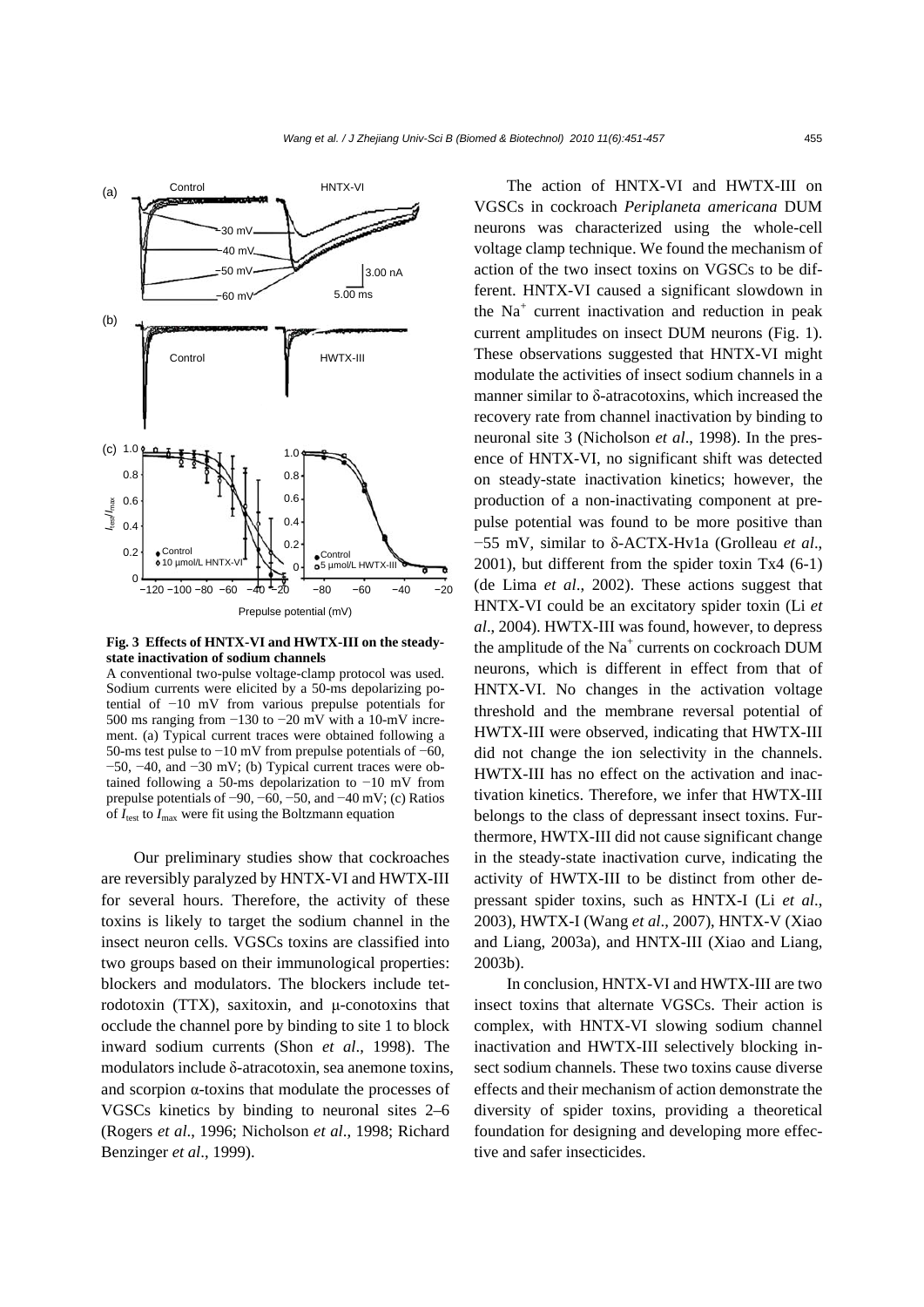**Fig. 3 Effects of HNTX-VI and HWTX-III on the steady-state inactivation of sodium channels**

A conventional two-pulse voltage-clamp protocol was used. Sodium currents were elicited by a 50-ms depolarizing potential of −10 mV from various prepulse potentials for 500 ms ranging from −130 to −20 mV with a 10-mV increment. (a) Typical current traces were obtained following a 50-ms test pulse to −10 mV from prepulse potentials of −60, −50, −40, and −30 mV; (b) Typical current traces were obtained following a 50-ms depolarization to −10 mV from prepulse potentials of −90, −60, −50, and −40 mV; (c) Ratios of $I_{test}$ to $I_{max}$ were fit using the Boltzmann equation

Our preliminary studies show that cockroaches are reversibly paralyzed by HNTX-VI and HWTX-III for several hours. Therefore, the activity of these toxins is likely to target the sodium channel in the insect neuron cells. VGSCs toxins are classified into two groups based on their immunological properties: blockers and modulators. The blockers include tetrodotoxin (TTX), saxitoxin, and μ-conotoxins that occlude the channel pore by binding to site 1 to block inward sodium currents (Shon *et al*., 1998). The modulators include δ-atracotoxin, sea anemone toxins, and scorpion α-toxins that modulate the processes of VGSCs kinetics by binding to neuronal sites 2–6 (Rogers *et al*., 1996; Nicholson *et al*., 1998; Richard Benzinger *et al*., 1999).

The action of HNTX-VI and HWTX-III on VGSCs in cockroach *Periplaneta americana* DUM neurons was characterized using the whole-cell voltage clamp technique. We found the mechanism of action of the two insect toxins on VGSCs to be different. HNTX-VI caused a significant slowdown in the $Na^+$ current inactivation and reduction in peak current amplitudes on insect DUM neurons (Fig. 1). These observations suggested that HNTX-VI might modulate the activities of insect sodium channels in a manner similar to δ-atracotoxins, which increased the recovery rate from channel inactivation by binding to neuronal site 3 (Nicholson *et al*., 1998). In the presence of HNTX-VI, no significant shift was detected on steady-state inactivation kinetics; however, the production of a non-inactivating component at prepulse potential was found to be more positive than −55 mV, similar to δ-ACTX-Hv1a (Grolleau *et al*., 2001), but different from the spider toxin Tx4 (6-1) (de Lima *et al*., 2002). These actions suggest that HNTX-VI could be an excitatory spider toxin (Li *et al*., 2004). HWTX-III was found, however, to depress the amplitude of the $Na^+$ currents on cockroach DUM neurons, which is different in effect from that of HNTX-VI. No changes in the activation voltage threshold and the membrane reversal potential of HWTX-III were observed, indicating that HWTX-III did not change the ion selectivity in the channels. HWTX-III has no effect on the activation and inactivation kinetics. Therefore, we infer that HWTX-III belongs to the class of depressant insect toxins. Furthermore, HWTX-III did not cause significant change in the steady-state inactivation curve, indicating the activity of HWTX-III to be distinct from other depressant spider toxins, such as HNTX-I (Li *et al*., 2003), HWTX-I (Wang *et al*., 2007), HNTX-V (Xiao and Liang, 2003a), and HNTX-III (Xiao and Liang, 2003b).

In conclusion, HNTX-VI and HWTX-III are two insect toxins that alternate VGSCs. Their action is complex, with HNTX-VI slowing sodium channel inactivation and HWTX-III selectively blocking insect sodium channels. These two toxins cause diverse effects and their mechanism of action demonstrate the diversity of spider toxins, providing a theoretical foundation for designing and developing more effective and safer insecticides.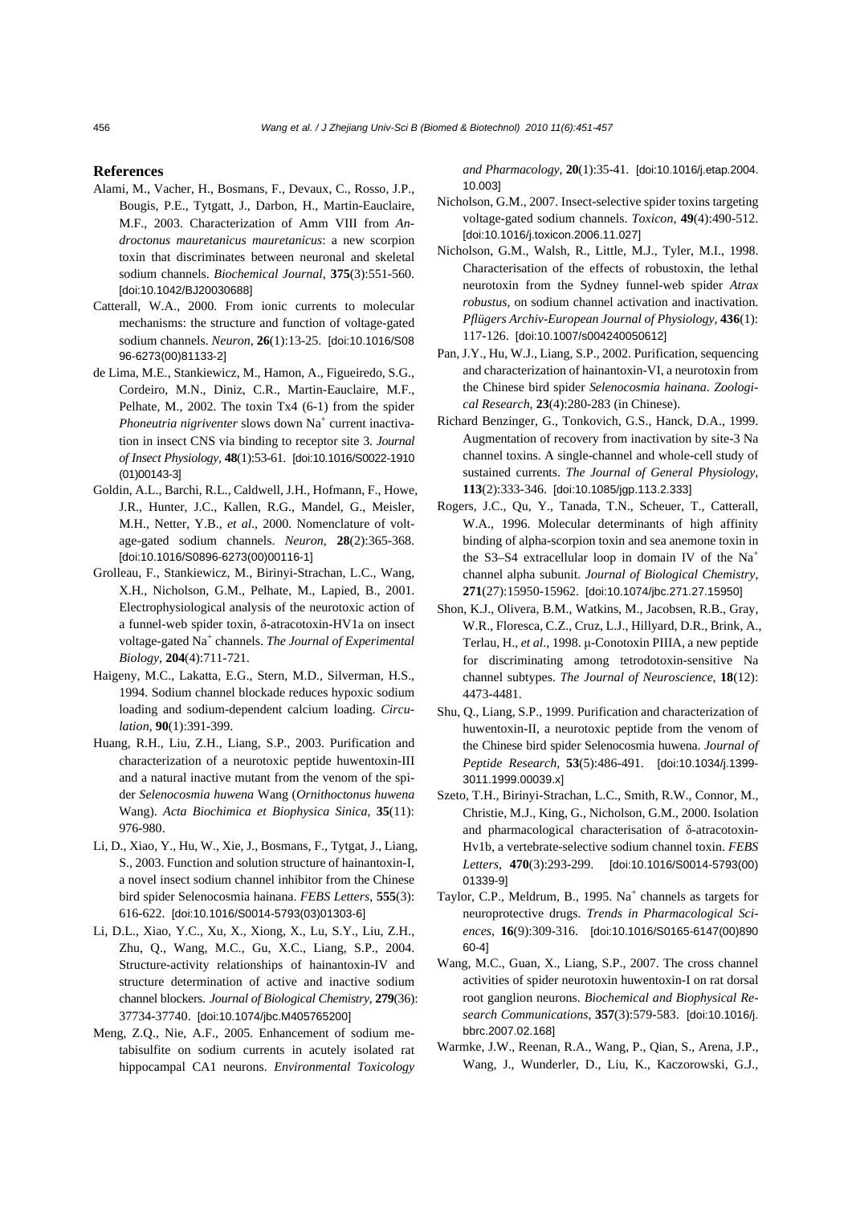## References

Alami, M., Vacher, H., Bosmans, F., Devaux, C., Rosso, J.P., Bougis, P.E., Tytgatt, J., Darbon, H., Martin-Eauclaire, M.F., 2003. Characterization of Amm VIII from *Androctonus mauretanicus mauretanicus*: a new scorpion toxin that discriminates between neuronal and skeletal sodium channels. *Biochemical Journal*, **375**(3):551-560. [doi:10.1042/BJ20030688]

Catterall, W.A., 2000. From ionic currents to molecular mechanisms: the structure and function of voltage-gated sodium channels. *Neuron*, **26**(1):13-25. [doi:10.1016/S0896-6273(00)81133-2]

de Lima, M.E., Stankiewicz, M., Hamon, A., Figueiredo, S.G., Cordeiro, M.N., Diniz, C.R., Martin-Eauclaire, M.F., Pelhate, M., 2002. The toxin Tx4 (6-1) from the spider *Phoneutria nigriventer* slows down $Na^+$ current inactivation in insect CNS via binding to receptor site 3. *Journal of Insect Physiology*, **48**(1):53-61. [doi:10.1016/S0022-1910(01)00143-3]

Goldin, A.L., Barchi, R.L., Caldwell, J.H., Hofmann, F., Howe, J.R., Hunter, J.C., Kallen, R.G., Mandel, G., Meisler, M.H., Netter, Y.B., *et al*., 2000. Nomenclature of voltage-gated sodium channels. *Neuron*, **28**(2):365-368. [doi:10.1016/S0896-6273(00)00116-1]

Grolleau, F., Stankiewicz, M., Birinyi-Strachan, L.C., Wang, X.H., Nicholson, G.M., Pelhate, M., Lapied, B., 2001. Electrophysiological analysis of the neurotoxic action of a funnel-web spider toxin, δ-atracotoxin-HV1a on insect voltage-gated $Na^+$ channels. *The Journal of Experimental Biology*, **204**(4):711-721.

Haigeny, M.C., Lakatta, E.G., Stern, M.D., Silverman, H.S., 1994. Sodium channel blockade reduces hypoxic sodium loading and sodium-dependent calcium loading. *Circulation*, **90**(1):391-399.

Huang, R.H., Liu, Z.H., Liang, S.P., 2003. Purification and characterization of a neurotoxic peptide huwentoxin-III and a natural inactive mutant from the venom of the spider *Selenocosmia huwena* Wang (*Ornithoctonus huwena* Wang). *Acta Biochimica et Biophysica Sinica*, **35**(11): 976-980.

Li, D., Xiao, Y., Hu, W., Xie, J., Bosmans, F., Tytgat, J., Liang, S., 2003. Function and solution structure of hainantoxin-I, a novel insect sodium channel inhibitor from the Chinese bird spider Selenocosmia hainana. *FEBS Letters*, **555**(3): 616-622. [doi:10.1016/S0014-5793(03)01303-6]

Li, D.L., Xiao, Y.C., Xu, X., Xiong, X., Lu, S.Y., Liu, Z.H., Zhu, Q., Wang, M.C., Gu, X.C., Liang, S.P., 2004. Structure-activity relationships of hainantoxin-IV and structure determination of active and inactive sodium channel blockers. *Journal of Biological Chemistry*, **279**(36): 37734-37740. [doi:10.1074/jbc.M405765200]

Meng, Z.Q., Nie, A.F., 2005. Enhancement of sodium metabisulfite on sodium currents in acutely isolated rat hippocampal CA1 neurons. *Environmental Toxicology and Pharmacology*, **20**(1):35-41. [doi:10.1016/j.etap.2004.10.003]

Nicholson, G.M., 2007. Insect-selective spider toxins targeting voltage-gated sodium channels. *Toxicon*, **49**(4):490-512. [doi:10.1016/j.toxicon.2006.11.027]

Nicholson, G.M., Walsh, R., Little, M.J., Tyler, M.I., 1998. Characterisation of the effects of robustoxin, the lethal neurotoxin from the Sydney funnel-web spider *Atrax robustus*, on sodium channel activation and inactivation. *Pflügers Archiv-European Journal of Physiology*, **436**(1): 117-126. [doi:10.1007/s004240050612]

Pan, J.Y., Hu, W.J., Liang, S.P., 2002. Purification, sequencing and characterization of hainantoxin-VI, a neurotoxin from the Chinese bird spider *Selenocosmia hainana*. *Zoological Research*, **23**(4):280-283 (in Chinese).

Richard Benzinger, G., Tonkovich, G.S., Hanck, D.A., 1999. Augmentation of recovery from inactivation by site-3 Na channel toxins. A single-channel and whole-cell study of sustained currents. *The Journal of General Physiology*, **113**(2):333-346. [doi:10.1085/jgp.113.2.333]

Rogers, J.C., Qu, Y., Tanada, T.N., Scheuer, T., Catterall, W.A., 1996. Molecular determinants of high affinity binding of alpha-scorpion toxin and sea anemone toxin in the S3–S4 extracellular loop in domain IV of the $Na^+$ channel alpha subunit. *Journal of Biological Chemistry*, **271**(27):15950-15962. [doi:10.1074/jbc.271.27.15950]

Shon, K.J., Olivera, B.M., Watkins, M., Jacobsen, R.B., Gray, W.R., Floresca, C.Z., Cruz, L.J., Hillyard, D.R., Brink, A., Terlau, H., *et al*., 1998. μ-Conotoxin PIIIA, a new peptide for discriminating among tetrodotoxin-sensitive Na channel subtypes. *The Journal of Neuroscience*, **18**(12): 4473-4481.

Shu, Q., Liang, S.P., 1999. Purification and characterization of huwentoxin-II, a neurotoxic peptide from the venom of the Chinese bird spider Selenocosmia huwena. *Journal of Peptide Research*, **53**(5):486-491. [doi:10.1034/j.1399-3011.1999.00039.x]

Szeto, T.H., Birinyi-Strachan, L.C., Smith, R.W., Connor, M., Christie, M.J., King, G., Nicholson, G.M., 2000. Isolation and pharmacological characterisation of δ-atracotoxin-Hv1b, a vertebrate-selective sodium channel toxin. *FEBS Letters*, **470**(3):293-299. [doi:10.1016/S0014-5793(00)01339-9]

Taylor, C.P., Meldrum, B., 1995. $Na^+$ channels as targets for neuroprotective drugs. *Trends in Pharmacological Sciences*, **16**(9):309-316. [doi:10.1016/S0165-6147(00)89060-4]

Wang, M.C., Guan, X., Liang, S.P., 2007. The cross channel activities of spider neurotoxin huwentoxin-I on rat dorsal root ganglion neurons. *Biochemical and Biophysical Research Communications*, **357**(3):579-583. [doi:10.1016/j.bbrc.2007.02.168]

Warmke, J.W., Reenan, R.A., Wang, P., Qian, S., Arena, J.P., Wang, J., Wunderler, D., Liu, K., Kaczorowski, G.J.,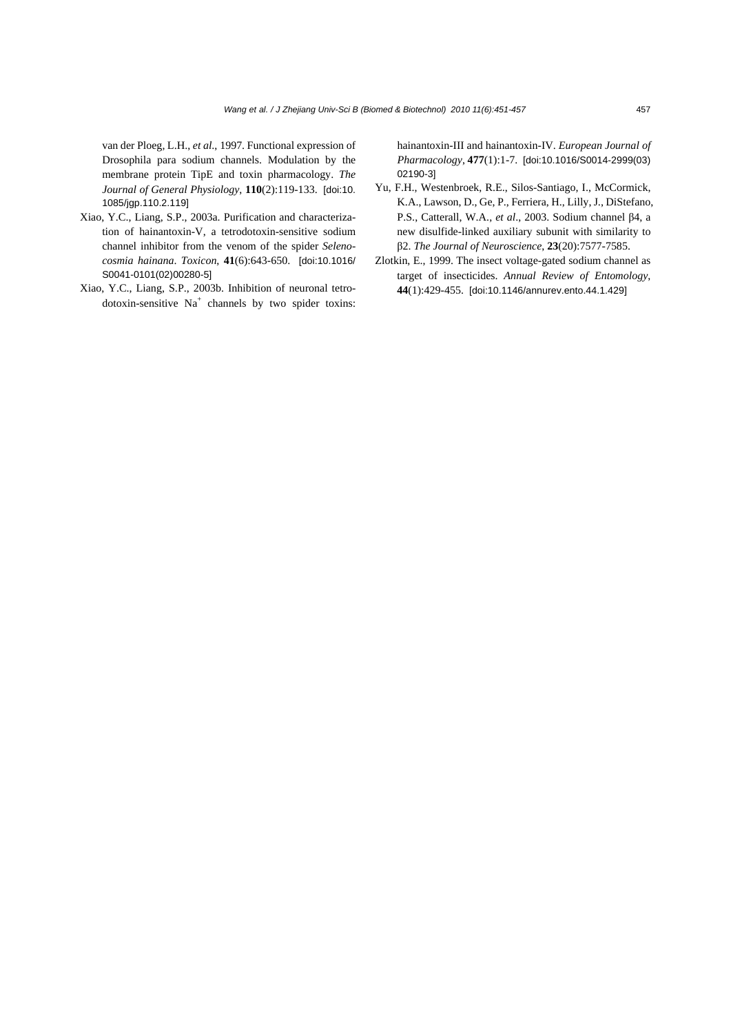van der Ploeg, L.H., *et al*., 1997. Functional expression of Drosophila para sodium channels. Modulation by the membrane protein TipE and toxin pharmacology. *The Journal of General Physiology*, **110**(2):119-133. [doi:10.1085/jgp.110.2.119]

Xiao, Y.C., Liang, S.P., 2003a. Purification and characterization of hainantoxin-V, a tetrodotoxin-sensitive sodium channel inhibitor from the venom of the spider *Selenocosmia hainana*. *Toxicon*, **41**(6):643-650. [doi:10.1016/S0041-0101(02)00280-5]

Xiao, Y.C., Liang, S.P., 2003b. Inhibition of neuronal tetrodotoxin-sensitive $Na^+$ channels by two spider toxins: hainantoxin-III and hainantoxin-IV. *European Journal of Pharmacology*, **477**(1):1-7. [doi:10.1016/S0014-2999(03)02190-3]

Yu, F.H., Westenbroek, R.E., Silos-Santiago, I., McCormick, K.A., Lawson, D., Ge, P., Ferriera, H., Lilly, J., DiStefano, P.S., Catterall, W.A., *et al*., 2003. Sodium channel β4, a new disulfide-linked auxiliary subunit with similarity to β2. *The Journal of Neuroscience*, **23**(20):7577-7585.

Zlotkin, E., 1999. The insect voltage-gated sodium channel as target of insecticides. *Annual Review of Entomology*, **44**(1):429-455. [doi:10.1146/annurev.ento.44.1.429]